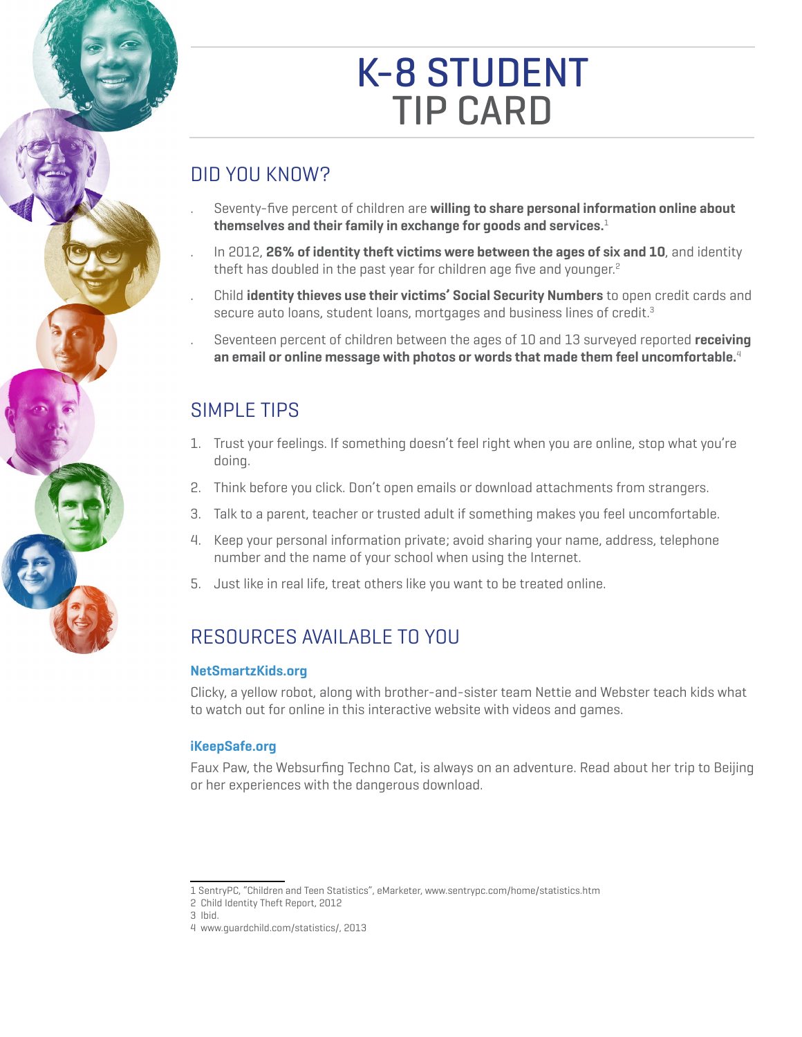# K-8 STUDENT TIP CARD

## DID YOU KNOW?

- Seventy-five percent of children are **willing to share personal information online about themselves and their family in exchange for goods and services.**[1]
- In 2012, **26% of identity theft victims were between the ages of six and 10**, and identity theft has doubled in the past year for children age five and younger.[2]
- Child **identity thieves use their victims' Social Security Numbers** to open credit cards and secure auto loans, student loans, mortgages and business lines of credit.[3]
- Seventeen percent of children between the ages of 10 and 13 surveyed reported **receiving an email or online message with photos or words that made them feel uncomfortable.**[4]

## SIMPLE TIPS

1. Trust your feelings. If something doesn't feel right when you are online, stop what you're doing.
2. Think before you click. Don't open emails or download attachments from strangers.
3. Talk to a parent, teacher or trusted adult if something makes you feel uncomfortable.
4. Keep your personal information private; avoid sharing your name, address, telephone number and the name of your school when using the Internet.
5. Just like in real life, treat others like you want to be treated online.

## RESOURCES AVAILABLE TO YOU

**NetSmartzKids.org**

Clicky, a yellow robot, along with brother-and-sister team Nettie and Webster teach kids what to watch out for online in this interactive website with videos and games.

**iKeepSafe.org**

Faux Paw, the Websurfing Techno Cat, is always on an adventure. Read about her trip to Beijing or her experiences with the dangerous download.

---

1 SentryPC, "Children and Teen Statistics", eMarketer, www.sentrypc.com/home/statistics.htm
2 Child Identity Theft Report, 2012
3 Ibid.
4 www.guardchild.com/statistics/, 2013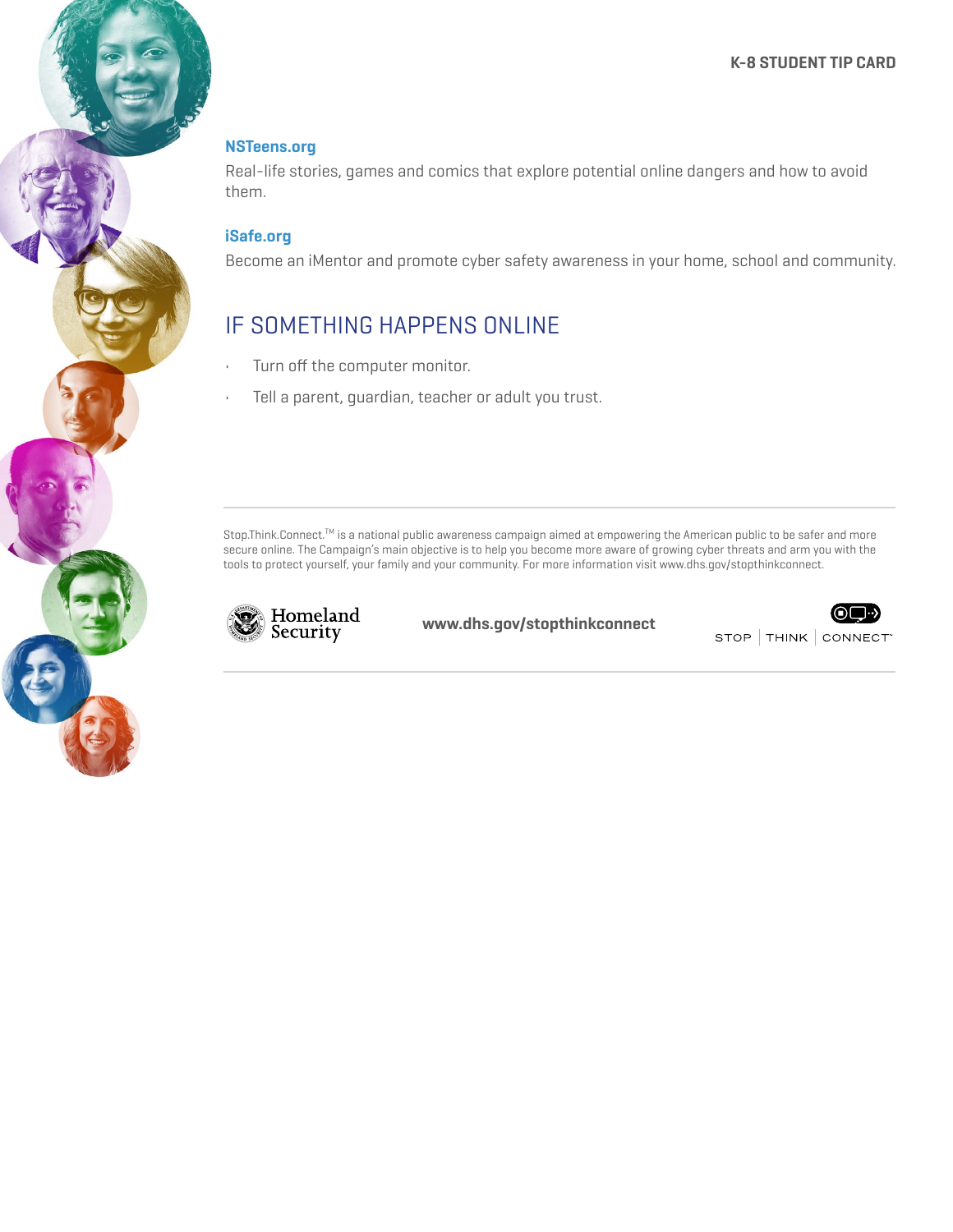K-8 STUDENT TIP CARD

**NSTeens.org**

Real-life stories, games and comics that explore potential online dangers and how to avoid them.

**iSafe.org**

Become an iMentor and promote cyber safety awareness in your home, school and community.

## IF SOMETHING HAPPENS ONLINE

- Turn off the computer monitor.
- Tell a parent, guardian, teacher or adult you trust.

---

Stop.Think.Connect.™ is a national public awareness campaign aimed at empowering the American public to be safer and more secure online. The Campaign's main objective is to help you become more aware of growing cyber threats and arm you with the tools to protect yourself, your family and your community. For more information visit www.dhs.gov/stopthinkconnect.

Homeland Security

**www.dhs.gov/stopthinkconnect**

STOP | THINK | CONNECT™